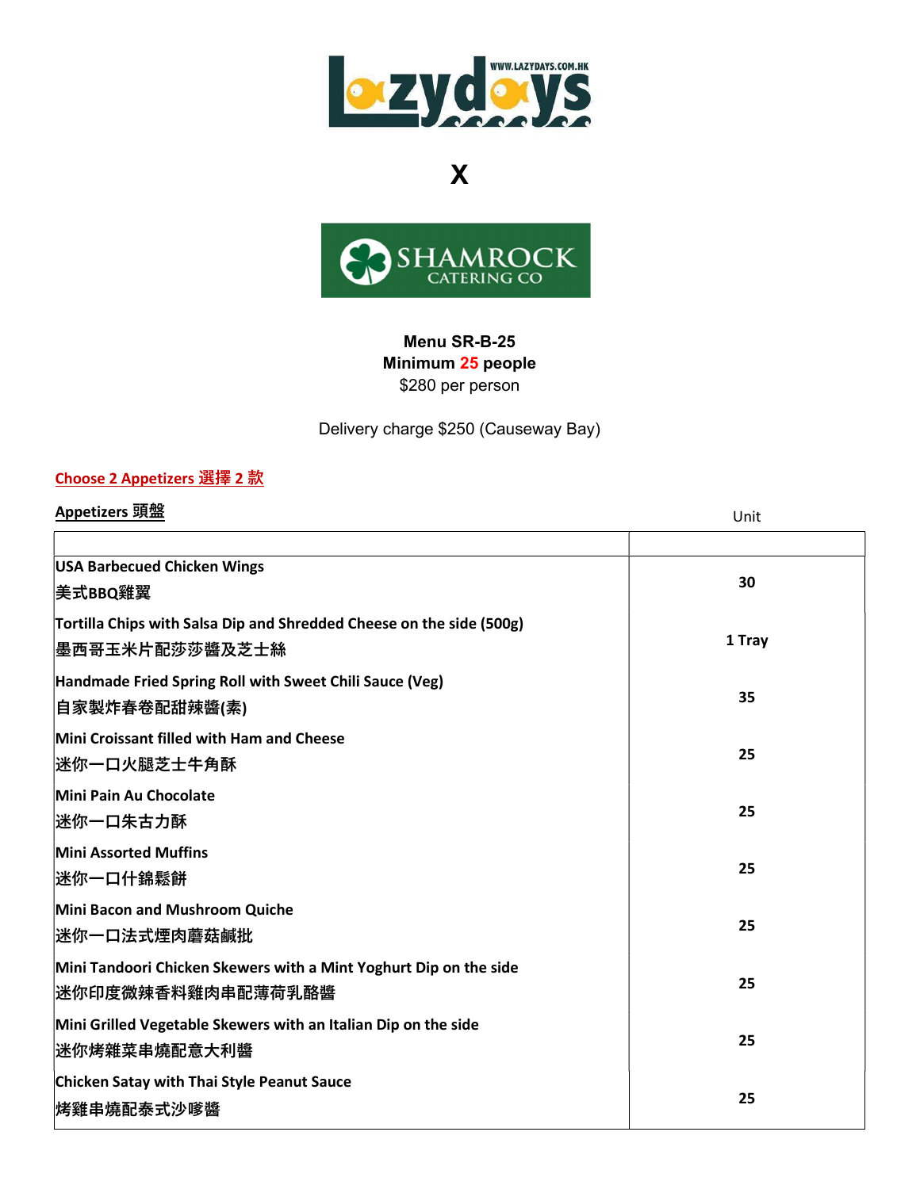Lazydays WWW.LAZYDAYS.COM.HK

X

SHAMROCK CATERING CO

**Menu SR-B-25**
**Minimum 25 people**
$280 per person

Delivery charge $250 (Causeway Bay)

**Choose 2 Appetizers 選擇 2 款**

**Appetizers 頭盤**

| | Unit |
|---|---|
| **USA Barbecued Chicken Wings**<br>**美式BBQ雞翼** | **30** |
| **Tortilla Chips with Salsa Dip and Shredded Cheese on the side (500g)**<br>**墨西哥玉米片配莎莎醬及芝士絲** | **1 Tray** |
| **Handmade Fried Spring Roll with Sweet Chili Sauce (Veg)**<br>**自家製炸春卷配甜辣醬(素)** | **35** |
| **Mini Croissant filled with Ham and Cheese**<br>**迷你一口火腿芝士牛角酥** | **25** |
| **Mini Pain Au Chocolate**<br>**迷你一口朱古力酥** | **25** |
| **Mini Assorted Muffins**<br>**迷你一口什錦鬆餅** | **25** |
| **Mini Bacon and Mushroom Quiche**<br>**迷你一口法式煙肉蘑菇鹹批** | **25** |
| **Mini Tandoori Chicken Skewers with a Mint Yoghurt Dip on the side**<br>**迷你印度微辣香料雞肉串配薄荷乳酪醬** | **25** |
| **Mini Grilled Vegetable Skewers with an Italian Dip on the side**<br>**迷你烤雜菜串燒配意大利醬** | **25** |
| **Chicken Satay with Thai Style Peanut Sauce**<br>**烤雞串燒配泰式沙嗲醬** | **25** |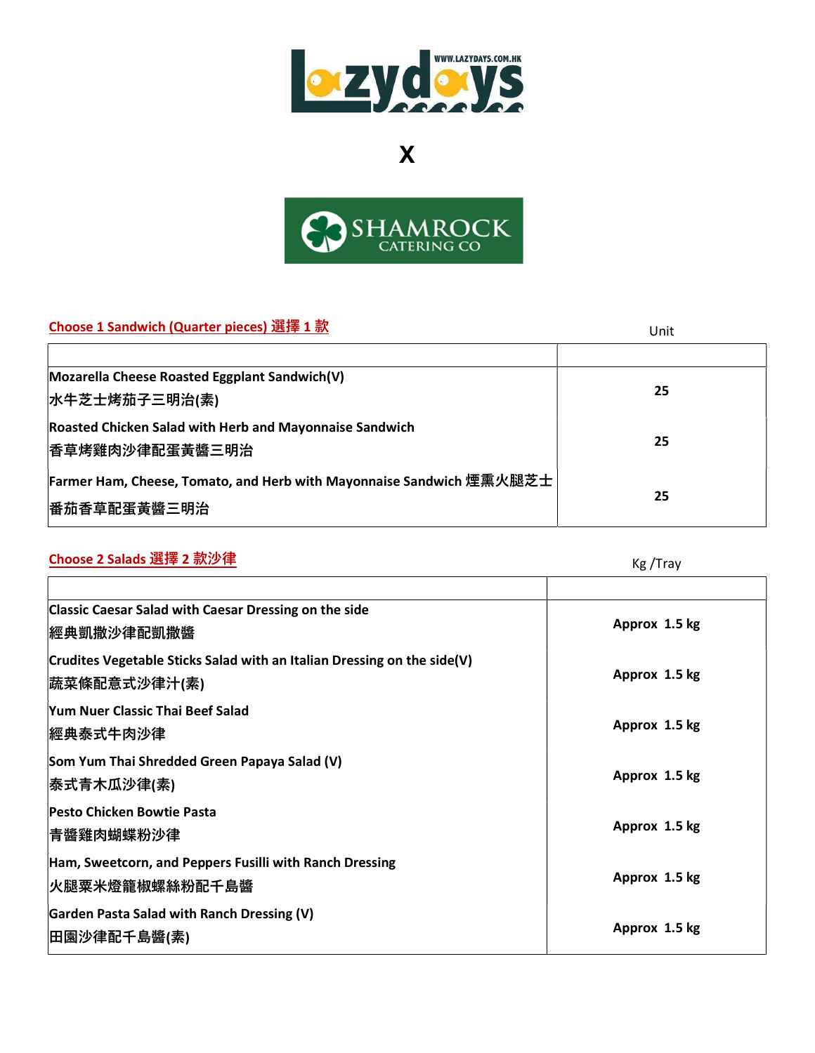Lazydays

WWW.LAZYDAYS.COM.HK

X

SHAMROCK CATERING CO

**Choose 1 Sandwich (Quarter pieces) 選擇 1 款**

| | Unit |
|---|---|
| Mozarella Cheese Roasted Eggplant Sandwich(V)<br>水牛芝士烤茄子三明治(素) | 25 |
| Roasted Chicken Salad with Herb and Mayonnaise Sandwich<br>香草烤雞肉沙律配蛋黃醬三明治 | 25 |
| Farmer Ham, Cheese, Tomato, and Herb with Mayonnaise Sandwich 煙熏火腿芝士番茄香草配蛋黃醬三明治 | 25 |

**Choose 2 Salads 選擇 2 款沙律**

| | Kg /Tray |
|---|---|
| Classic Caesar Salad with Caesar Dressing on the side<br>經典凱撒沙律配凱撒醬 | Approx 1.5 kg |
| Crudites Vegetable Sticks Salad with an Italian Dressing on the side(V)<br>蔬菜條配意式沙律汁(素) | Approx 1.5 kg |
| Yum Nuer Classic Thai Beef Salad<br>經典泰式牛肉沙律 | Approx 1.5 kg |
| Som Yum Thai Shredded Green Papaya Salad (V)<br>泰式青木瓜沙律(素) | Approx 1.5 kg |
| Pesto Chicken Bowtie Pasta<br>青醬雞肉蝴蝶粉沙律 | Approx 1.5 kg |
| Ham, Sweetcorn, and Peppers Fusilli with Ranch Dressing<br>火腿粟米燈籠椒螺絲粉配千島醬 | Approx 1.5 kg |
| Garden Pasta Salad with Ranch Dressing (V)<br>田園沙律配千島醬(素) | Approx 1.5 kg |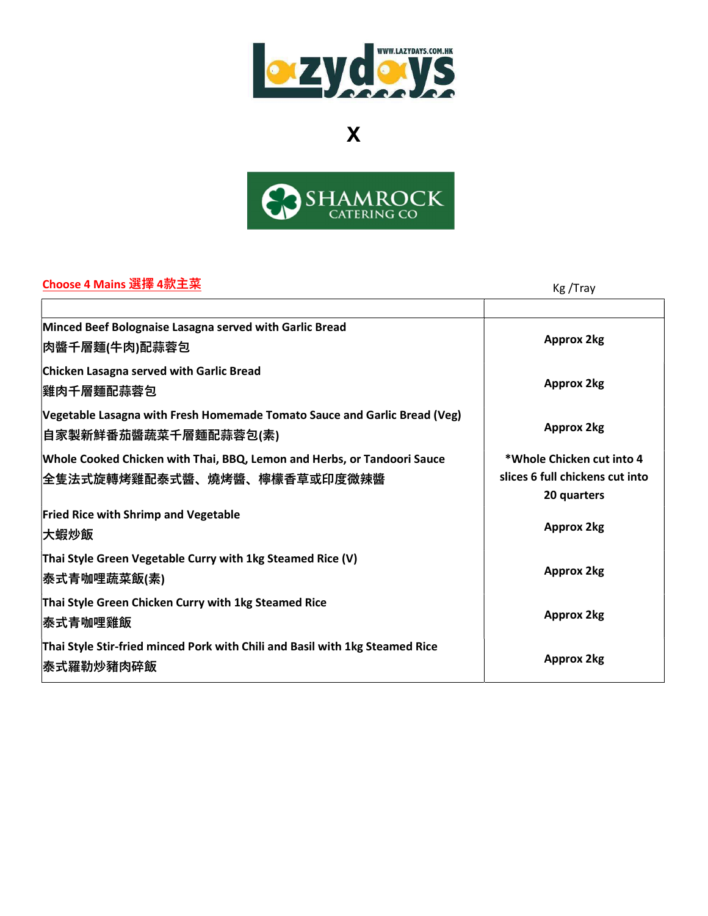Lazydays WWW.LAZYDAYS.COM.HK

X

SHAMROCK CATERING CO

**Choose 4 Mains 選擇 4款主菜**

| | Kg /Tray |
|---|---|
| **Minced Beef Bolognaise Lasagna served with Garlic Bread**<br>**肉醬千層麵(牛肉)配蒜蓉包** | **Approx 2kg** |
| **Chicken Lasagna served with Garlic Bread**<br>**雞肉千層麵配蒜蓉包** | **Approx 2kg** |
| **Vegetable Lasagna with Fresh Homemade Tomato Sauce and Garlic Bread (Veg)**<br>**自家製新鮮番茄醬蔬菜千層麵配蒜蓉包(素)** | **Approx 2kg** |
| **Whole Cooked Chicken with Thai, BBQ, Lemon and Herbs, or Tandoori Sauce**<br>**全隻法式旋轉烤雞配泰式醬、燒烤醬、檸檬香草或印度微辣醬** | **\*Whole Chicken cut into 4 slices 6 full chickens cut into 20 quarters** |
| **Fried Rice with Shrimp and Vegetable**<br>**大蝦炒飯** | **Approx 2kg** |
| **Thai Style Green Vegetable Curry with 1kg Steamed Rice (V)**<br>**泰式青咖哩蔬菜飯(素)** | **Approx 2kg** |
| **Thai Style Green Chicken Curry with 1kg Steamed Rice**<br>**泰式青咖哩雞飯** | **Approx 2kg** |
| **Thai Style Stir-fried minced Pork with Chili and Basil with 1kg Steamed Rice**<br>**泰式羅勒炒豬肉碎飯** | **Approx 2kg** |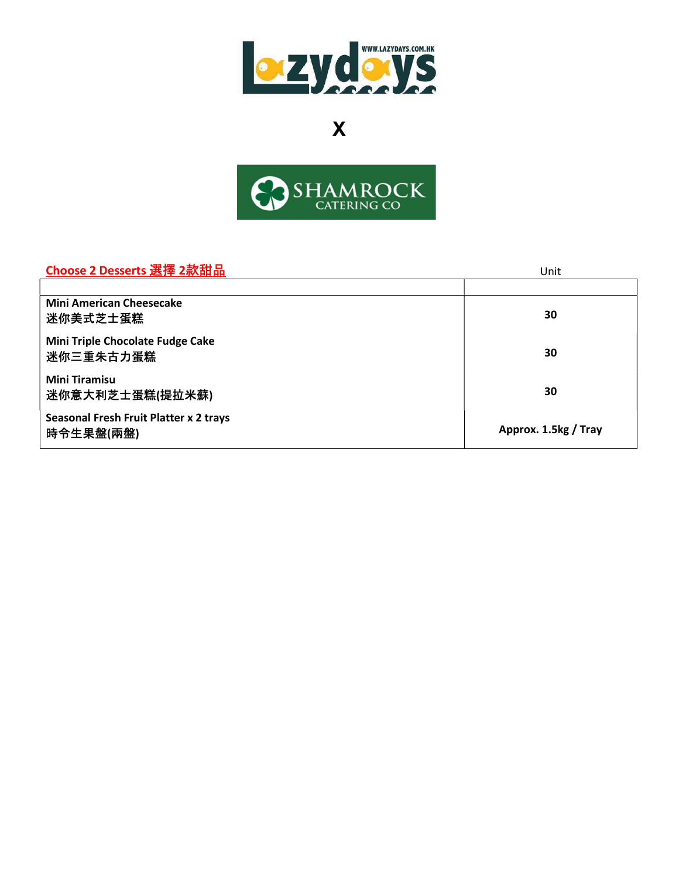Lazydays WWW.LAZYDAYS.COM.HK

X

SHAMROCK CATERING CO

| Choose 2 Desserts 選擇 2款甜品 | Unit |
|---|---|
| **Mini American Cheesecake**<br>**迷你美式芝士蛋糕** | **30** |
| **Mini Triple Chocolate Fudge Cake**<br>**迷你三重朱古力蛋糕** | **30** |
| **Mini Tiramisu**<br>**迷你意大利芝士蛋糕(提拉米蘇)** | **30** |
| **Seasonal Fresh Fruit Platter x 2 trays**<br>**時令生果盤(兩盤)** | **Approx. 1.5kg / Tray** |